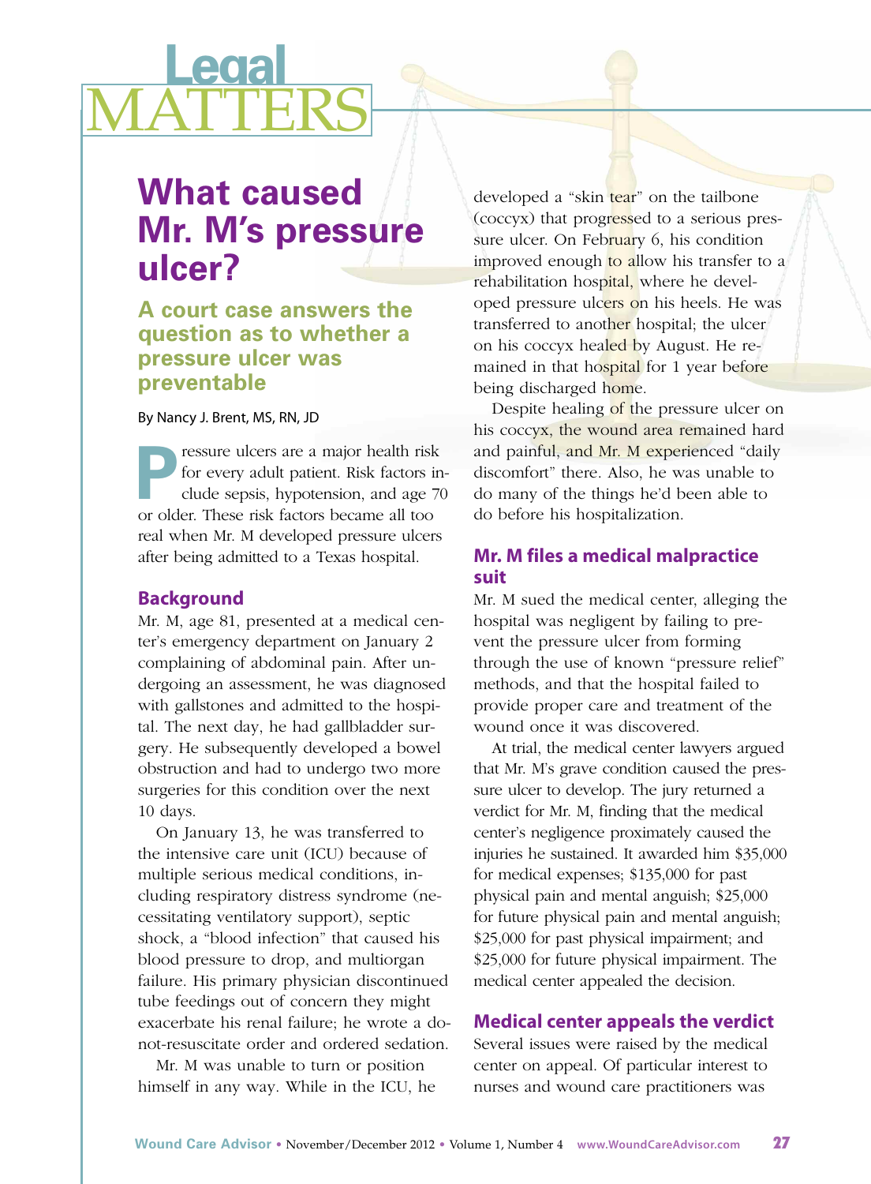# Legal MATTERS

## What caused Mr. M's pressure ulcer?

### A court case answers the question as to whether a pressure ulcer was preventable

By Nancy J. Brent, MS, RN, JD

Pressure ulcers are a major health risk for every adult patient. Risk factors include sepsis, hypotension, and age 70 or older. These risk factors became all too real when Mr. M developed pressure ulcers after being admitted to a Texas hospital.

### Background

Mr. M, age 81, presented at a medical center's emergency department on January 2 complaining of abdominal pain. After undergoing an assessment, he was diagnosed with gallstones and admitted to the hospital. The next day, he had gallbladder surgery. He subsequently developed a bowel obstruction and had to undergo two more surgeries for this condition over the next 10 days.

On January 13, he was transferred to the intensive care unit (ICU) because of multiple serious medical conditions, including respiratory distress syndrome (necessitating ventilatory support), septic shock, a "blood infection" that caused his blood pressure to drop, and multiorgan failure. His primary physician discontinued tube feedings out of concern they might exacerbate his renal failure; he wrote a do-not-resuscitate order and ordered sedation.

Mr. M was unable to turn or position himself in any way. While in the ICU, he developed a "skin tear" on the tailbone (coccyx) that progressed to a serious pressure ulcer. On February 6, his condition improved enough to allow his transfer to a rehabilitation hospital, where he developed pressure ulcers on his heels. He was transferred to another hospital; the ulcer on his coccyx healed by August. He remained in that hospital for 1 year before being discharged home.

Despite healing of the pressure ulcer on his coccyx, the wound area remained hard and painful, and Mr. M experienced "daily discomfort" there. Also, he was unable to do many of the things he'd been able to do before his hospitalization.

### Mr. M files a medical malpractice suit

Mr. M sued the medical center, alleging the hospital was negligent by failing to prevent the pressure ulcer from forming through the use of known "pressure relief" methods, and that the hospital failed to provide proper care and treatment of the wound once it was discovered.

At trial, the medical center lawyers argued that Mr. M's grave condition caused the pressure ulcer to develop. The jury returned a verdict for Mr. M, finding that the medical center's negligence proximately caused the injuries he sustained. It awarded him $35,000 for medical expenses; $135,000 for past physical pain and mental anguish; $25,000 for future physical pain and mental anguish; $25,000 for past physical impairment; and $25,000 for future physical impairment. The medical center appealed the decision.

### Medical center appeals the verdict

Several issues were raised by the medical center on appeal. Of particular interest to nurses and wound care practitioners was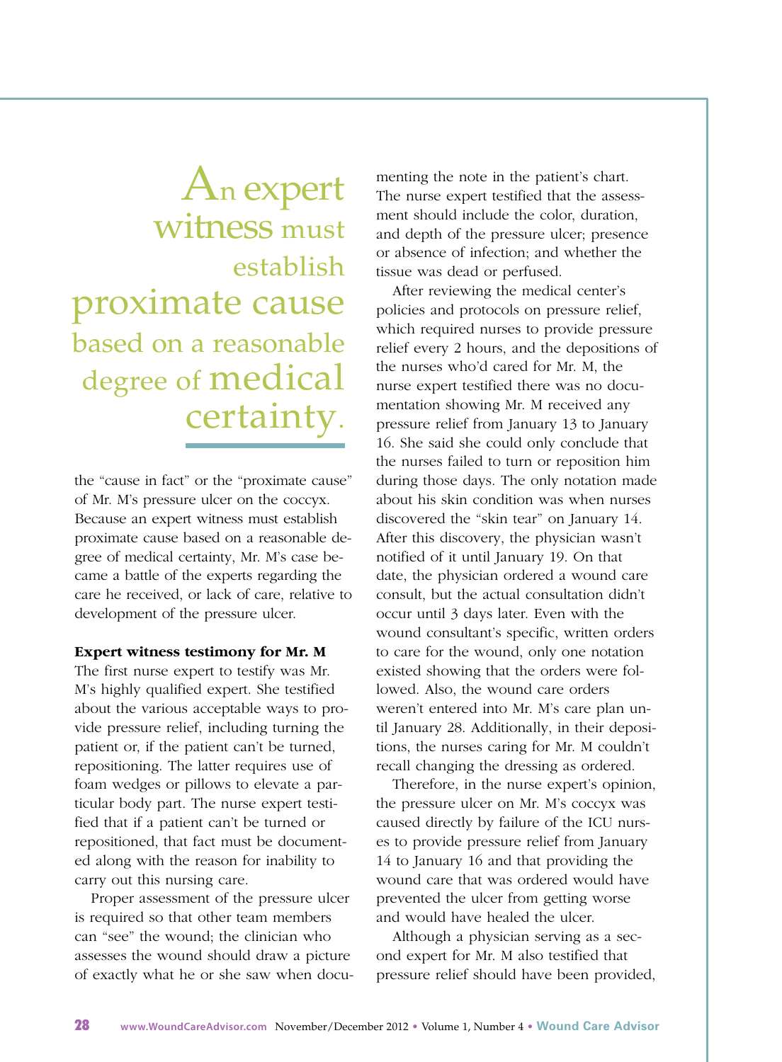> An expert witness must establish proximate cause based on a reasonable degree of medical certainty.

the "cause in fact" or the "proximate cause" of Mr. M's pressure ulcer on the coccyx. Because an expert witness must establish proximate cause based on a reasonable degree of medical certainty, Mr. M's case became a battle of the experts regarding the care he received, or lack of care, relative to development of the pressure ulcer.

**Expert witness testimony for Mr. M**

The first nurse expert to testify was Mr. M's highly qualified expert. She testified about the various acceptable ways to provide pressure relief, including turning the patient or, if the patient can't be turned, repositioning. The latter requires use of foam wedges or pillows to elevate a particular body part. The nurse expert testified that if a patient can't be turned or repositioned, that fact must be documented along with the reason for inability to carry out this nursing care.

Proper assessment of the pressure ulcer is required so that other team members can "see" the wound; the clinician who assesses the wound should draw a picture of exactly what he or she saw when documenting the note in the patient's chart. The nurse expert testified that the assessment should include the color, duration, and depth of the pressure ulcer; presence or absence of infection; and whether the tissue was dead or perfused.

After reviewing the medical center's policies and protocols on pressure relief, which required nurses to provide pressure relief every 2 hours, and the depositions of the nurses who'd cared for Mr. M, the nurse expert testified there was no documentation showing Mr. M received any pressure relief from January 13 to January 16. She said she could only conclude that the nurses failed to turn or reposition him during those days. The only notation made about his skin condition was when nurses discovered the "skin tear" on January 14. After this discovery, the physician wasn't notified of it until January 19. On that date, the physician ordered a wound care consult, but the actual consultation didn't occur until 3 days later. Even with the wound consultant's specific, written orders to care for the wound, only one notation existed showing that the orders were followed. Also, the wound care orders weren't entered into Mr. M's care plan until January 28. Additionally, in their depositions, the nurses caring for Mr. M couldn't recall changing the dressing as ordered.

Therefore, in the nurse expert's opinion, the pressure ulcer on Mr. M's coccyx was caused directly by failure of the ICU nurses to provide pressure relief from January 14 to January 16 and that providing the wound care that was ordered would have prevented the ulcer from getting worse and would have healed the ulcer.

Although a physician serving as a second expert for Mr. M also testified that pressure relief should have been provided,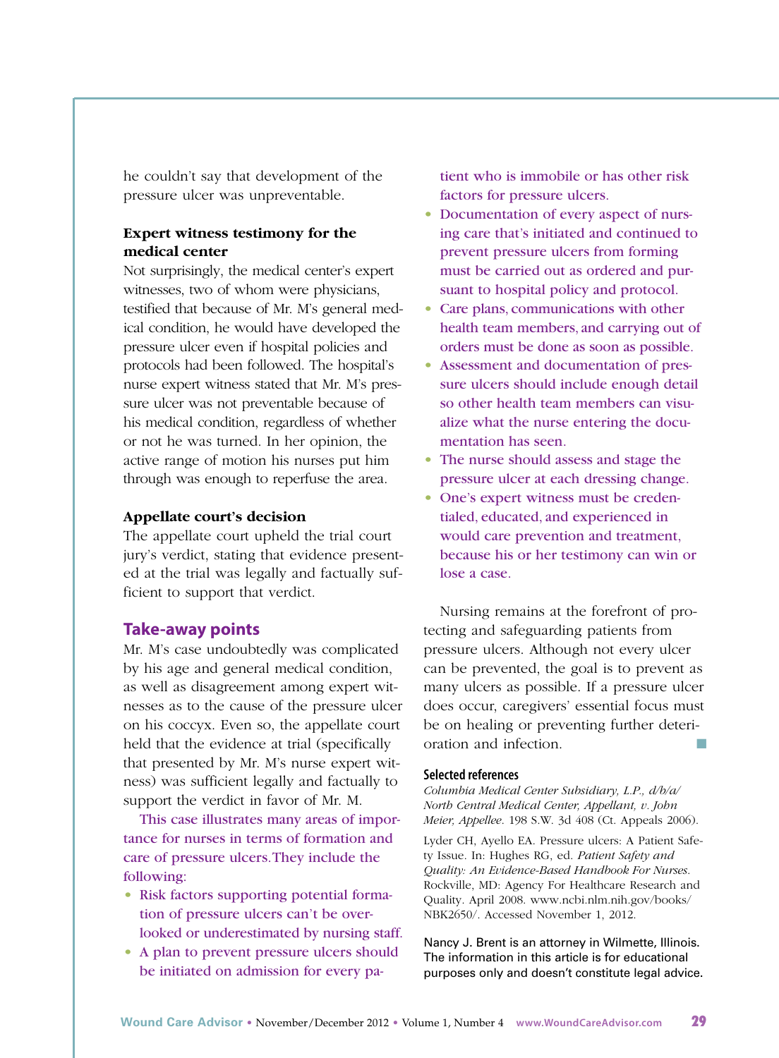he couldn't say that development of the pressure ulcer was unpreventable.

**Expert witness testimony for the medical center**

Not surprisingly, the medical center's expert witnesses, two of whom were physicians, testified that because of Mr. M's general medical condition, he would have developed the pressure ulcer even if hospital policies and protocols had been followed. The hospital's nurse expert witness stated that Mr. M's pressure ulcer was not preventable because of his medical condition, regardless of whether or not he was turned. In her opinion, the active range of motion his nurses put him through was enough to reperfuse the area.

**Appellate court's decision**

The appellate court upheld the trial court jury's verdict, stating that evidence presented at the trial was legally and factually sufficient to support that verdict.

## Take-away points

Mr. M's case undoubtedly was complicated by his age and general medical condition, as well as disagreement among expert witnesses as to the cause of the pressure ulcer on his coccyx. Even so, the appellate court held that the evidence at trial (specifically that presented by Mr. M's nurse expert witness) was sufficient legally and factually to support the verdict in favor of Mr. M.

This case illustrates many areas of importance for nurses in terms of formation and care of pressure ulcers. They include the following:

- Risk factors supporting potential formation of pressure ulcers can't be overlooked or underestimated by nursing staff.
- A plan to prevent pressure ulcers should be initiated on admission for every patient who is immobile or has other risk factors for pressure ulcers.
- Documentation of every aspect of nursing care that's initiated and continued to prevent pressure ulcers from forming must be carried out as ordered and pursuant to hospital policy and protocol.
- Care plans, communications with other health team members, and carrying out of orders must be done as soon as possible.
- Assessment and documentation of pressure ulcers should include enough detail so other health team members can visualize what the nurse entering the documentation has seen.
- The nurse should assess and stage the pressure ulcer at each dressing change.
- One's expert witness must be credentialed, educated, and experienced in would care prevention and treatment, because his or her testimony can win or lose a case.

Nursing remains at the forefront of protecting and safeguarding patients from pressure ulcers. Although not every ulcer can be prevented, the goal is to prevent as many ulcers as possible. If a pressure ulcer does occur, caregivers' essential focus must be on healing or preventing further deterioration and infection.

**Selected references**

*Columbia Medical Center Subsidiary, L.P., d/b/a/ North Central Medical Center, Appellant, v. John Meier, Appellee.* 198 S.W. 3d 408 (Ct. Appeals 2006).

Lyder CH, Ayello EA. Pressure ulcers: A Patient Safety Issue. In: Hughes RG, ed. *Patient Safety and Quality: An Evidence-Based Handbook For Nurses.* Rockville, MD: Agency For Healthcare Research and Quality. April 2008. www.ncbi.nlm.nih.gov/books/NBK2650/. Accessed November 1, 2012.

Nancy J. Brent is an attorney in Wilmette, Illinois. The information in this article is for educational purposes only and doesn't constitute legal advice.